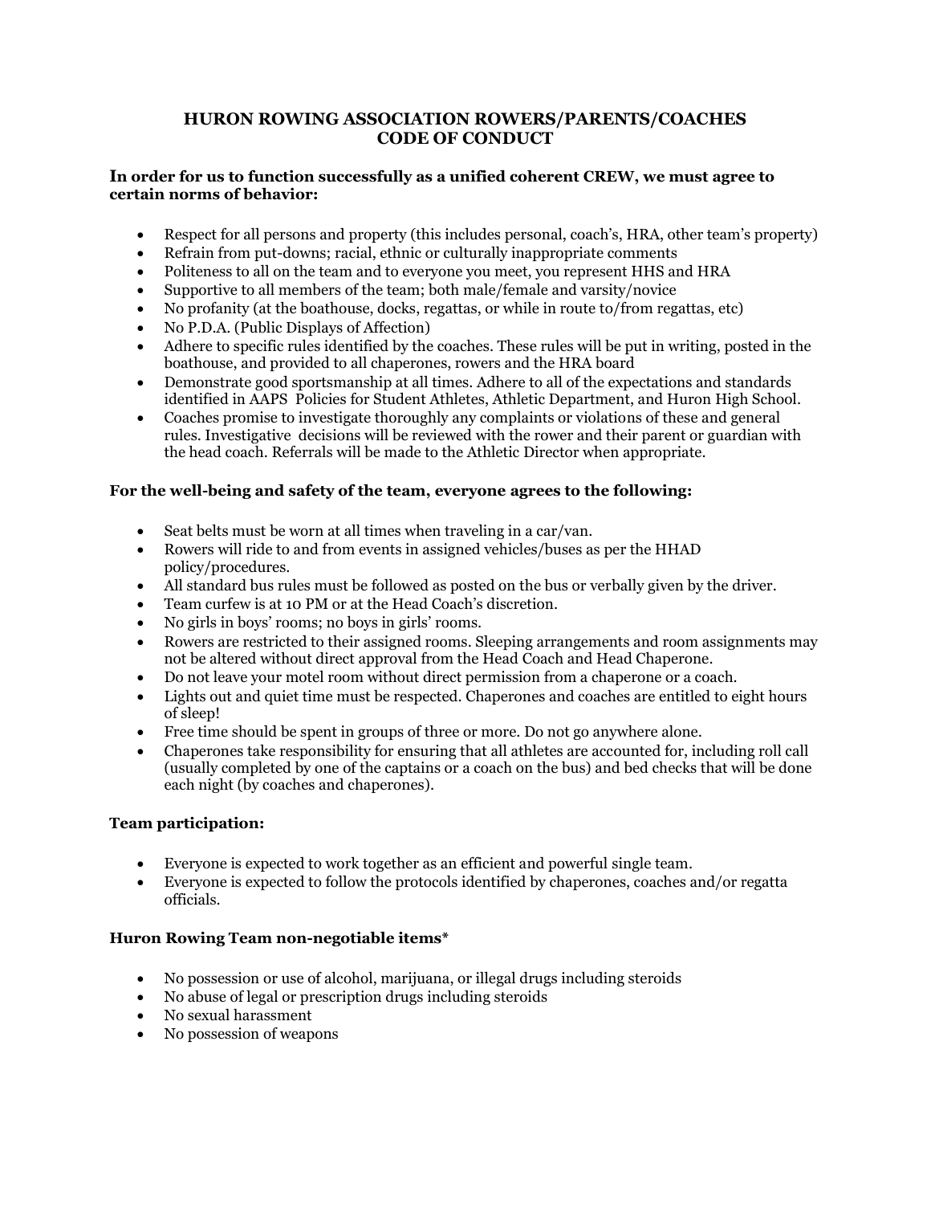# HURON ROWING ASSOCIATION ROWERS/PARENTS/COACHES CODE OF CONDUCT

**In order for us to function successfully as a unified coherent CREW, we must agree to certain norms of behavior:**

- Respect for all persons and property (this includes personal, coach's, HRA, other team's property)
- Refrain from put-downs; racial, ethnic or culturally inappropriate comments
- Politeness to all on the team and to everyone you meet, you represent HHS and HRA
- Supportive to all members of the team; both male/female and varsity/novice
- No profanity (at the boathouse, docks, regattas, or while in route to/from regattas, etc)
- No P.D.A. (Public Displays of Affection)
- Adhere to specific rules identified by the coaches. These rules will be put in writing, posted in the boathouse, and provided to all chaperones, rowers and the HRA board
- Demonstrate good sportsmanship at all times. Adhere to all of the expectations and standards identified in AAPS Policies for Student Athletes, Athletic Department, and Huron High School.
- Coaches promise to investigate thoroughly any complaints or violations of these and general rules. Investigative decisions will be reviewed with the rower and their parent or guardian with the head coach. Referrals will be made to the Athletic Director when appropriate.

**For the well-being and safety of the team, everyone agrees to the following:**

- Seat belts must be worn at all times when traveling in a car/van.
- Rowers will ride to and from events in assigned vehicles/buses as per the HHAD policy/procedures.
- All standard bus rules must be followed as posted on the bus or verbally given by the driver.
- Team curfew is at 10 PM or at the Head Coach's discretion.
- No girls in boys' rooms; no boys in girls' rooms.
- Rowers are restricted to their assigned rooms. Sleeping arrangements and room assignments may not be altered without direct approval from the Head Coach and Head Chaperone.
- Do not leave your motel room without direct permission from a chaperone or a coach.
- Lights out and quiet time must be respected. Chaperones and coaches are entitled to eight hours of sleep!
- Free time should be spent in groups of three or more. Do not go anywhere alone.
- Chaperones take responsibility for ensuring that all athletes are accounted for, including roll call (usually completed by one of the captains or a coach on the bus) and bed checks that will be done each night (by coaches and chaperones).

**Team participation:**

- Everyone is expected to work together as an efficient and powerful single team.
- Everyone is expected to follow the protocols identified by chaperones, coaches and/or regatta officials.

**Huron Rowing Team non-negotiable items***

- No possession or use of alcohol, marijuana, or illegal drugs including steroids
- No abuse of legal or prescription drugs including steroids
- No sexual harassment
- No possession of weapons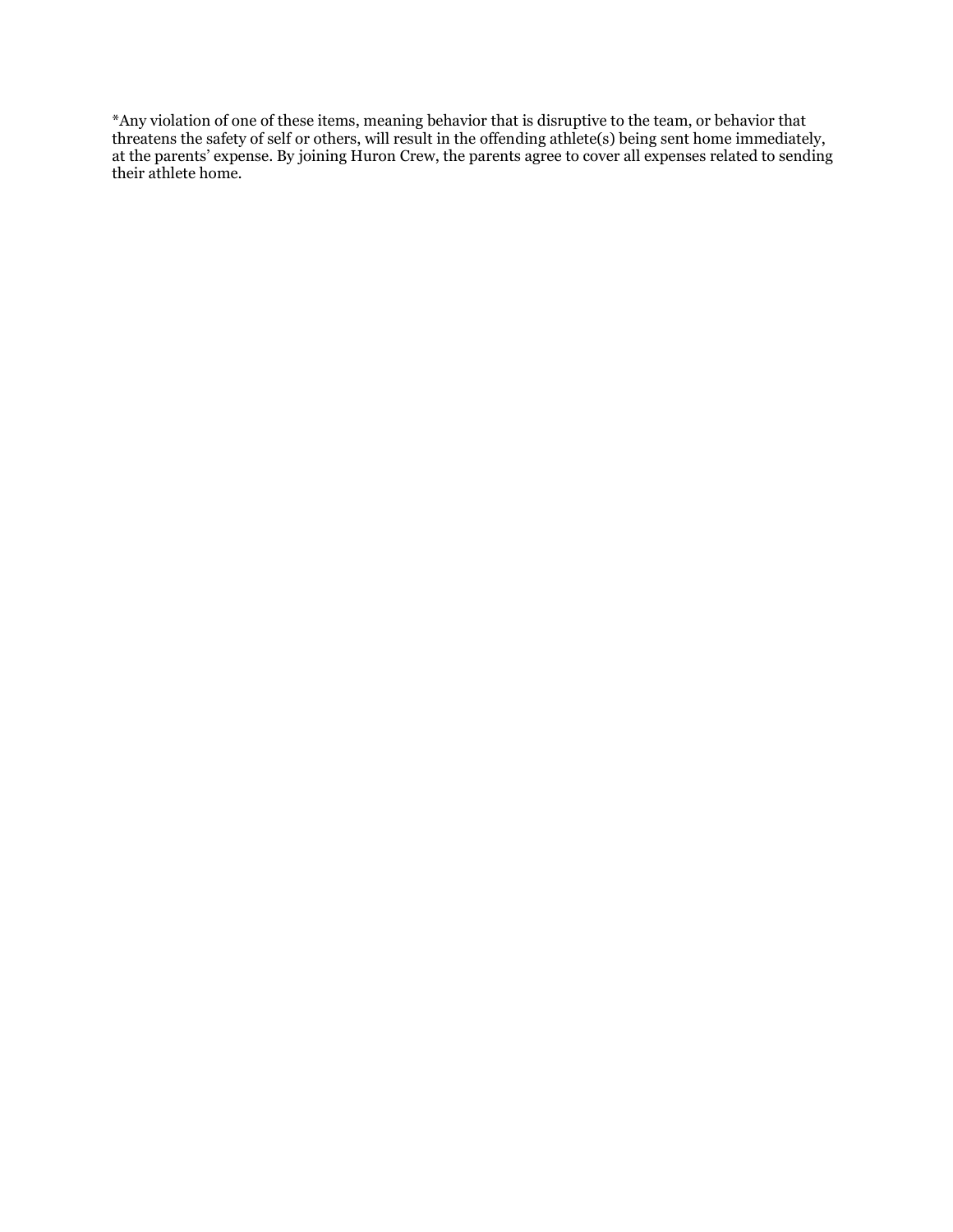*Any violation of one of these items, meaning behavior that is disruptive to the team, or behavior that threatens the safety of self or others, will result in the offending athlete(s) being sent home immediately, at the parents' expense. By joining Huron Crew, the parents agree to cover all expenses related to sending their athlete home.